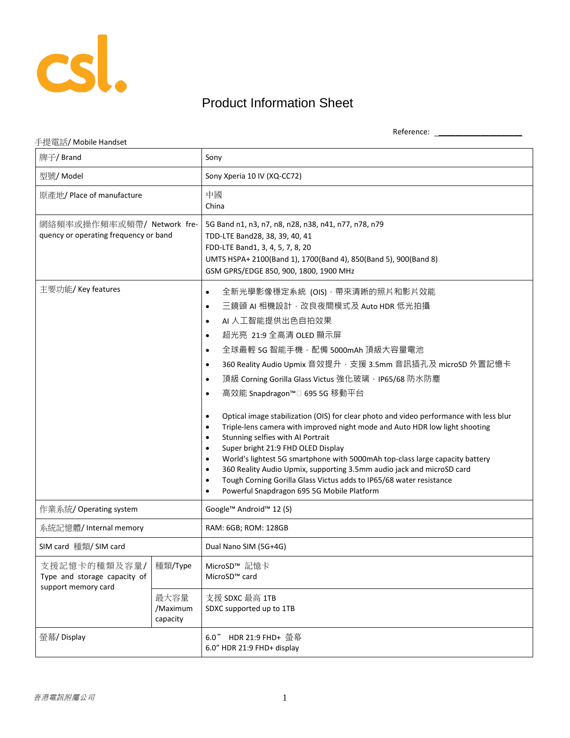# Product Information Sheet

Reference: ___________________

手提電話/ Mobile Handset

| 牌子/ Brand | | Sony |
|---|---|---|
| 型號/ Model | | Sony Xperia 10 IV (XQ-CC72) |
| 原產地/ Place of manufacture | | 中國<br>China |
| 網絡頻率或操作頻率或頻帶/ Network frequency or operating frequency or band | | 5G Band n1, n3, n7, n8, n28, n38, n41, n77, n78, n79<br>TDD-LTE Band28, 38, 39, 40, 41<br>FDD-LTE Band1, 3, 4, 5, 7, 8, 20<br>UMTS HSPA+ 2100(Band 1), 1700(Band 4), 850(Band 5), 900(Band 8)<br>GSM GPRS/EDGE 850, 900, 1800, 1900 MHz |
| 主要功能/ Key features | | • 全新光學影像穩定系統 (OIS)，帶來清晰的照片和影片效能<br>• 三鏡頭 AI 相機設計，改良夜間模式及 Auto HDR 低光拍攝<br>• AI 人工智能提供出色自拍效果<br>• 超光亮 21:9 全高清 OLED 顯示屏<br>• 全球最輕 5G 智能手機，配備 5000mAh 頂級大容量電池<br>• 360 Reality Audio Upmix 音效提升，支援 3.5mm 音訊插孔及 microSD 外置記憶卡<br>• 頂級 Corning Gorilla Glass Victus 強化玻璃，IP65/68 防水防塵<br>• 高效能 Snapdragon™ 695 5G 移動平台<br><br>• Optical image stabilization (OIS) for clear photo and video performance with less blur<br>• Triple-lens camera with improved night mode and Auto HDR low light shooting<br>• Stunning selfies with AI Portrait<br>• Super bright 21:9 FHD OLED Display<br>• World's lightest 5G smartphone with 5000mAh top-class large capacity battery<br>• 360 Reality Audio Upmix, supporting 3.5mm audio jack and microSD card<br>• Tough Corning Gorilla Glass Victus adds to IP65/68 water resistance<br>• Powerful Snapdragon 695 5G Mobile Platform |
| 作業系統/ Operating system | | Google™ Android™ 12 (S) |
| 系統記憶體/ Internal memory | | RAM: 6GB; ROM: 128GB |
| SIM card 種類/ SIM card | | Dual Nano SIM (5G+4G) |
| 支援記憶卡的種類及容量/ Type and storage capacity of support memory card | 種類/Type | MicroSD™ 記憶卡<br>MicroSD™ card |
| | 最大容量 /Maximum capacity | 支援 SDXC 最高 1TB<br>SDXC supported up to 1TB |
| 螢幕/ Display | | 6.0” HDR 21:9 FHD+ 螢幕<br>6.0” HDR 21:9 FHD+ display |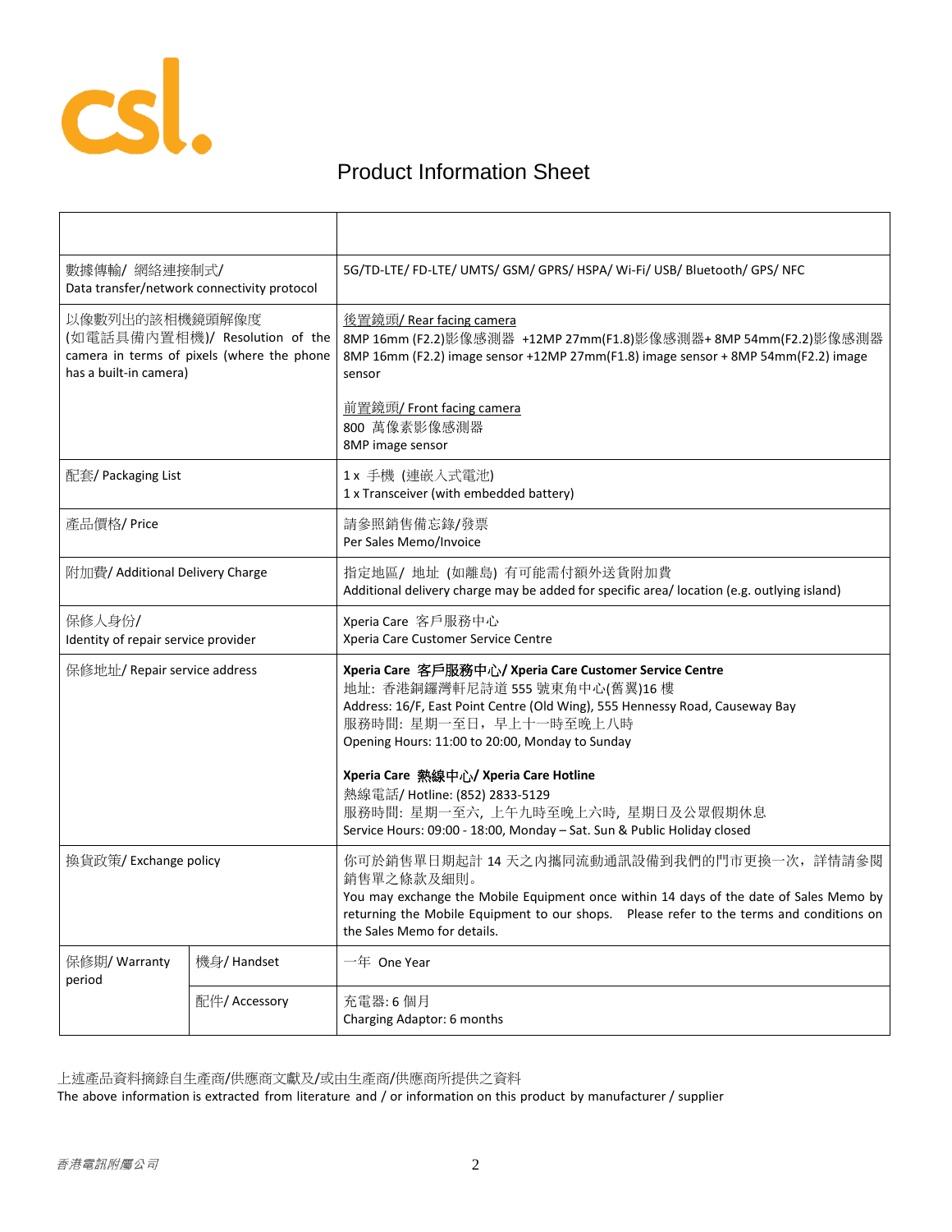# Product Information Sheet

| | | |
|---|---|---|
| | | |
| 數據傳輸/ 網絡連接制式/<br>Data transfer/network connectivity protocol | | 5G/TD-LTE/ FD-LTE/ UMTS/ GSM/ GPRS/ HSPA/ Wi-Fi/ USB/ Bluetooth/ GPS/ NFC |
| 以像數列出的該相機鏡頭解像度 (如電話具備內置相機)/ Resolution of the camera in terms of pixels (where the phone has a built-in camera) | | 後置鏡頭/ Rear facing camera<br>8MP 16mm (F2.2)影像感測器 +12MP 27mm(F1.8)影像感測器+ 8MP 54mm(F2.2)影像感測器<br>8MP 16mm (F2.2) image sensor +12MP 27mm(F1.8) image sensor + 8MP 54mm(F2.2) image sensor<br><br>前置鏡頭/ Front facing camera<br>800 萬像素影像感測器<br>8MP image sensor |
| 配套/ Packaging List | | 1 x 手機 (連嵌入式電池)<br>1 x Transceiver (with embedded battery) |
| 產品價格/ Price | | 請參照銷售備忘錄/發票<br>Per Sales Memo/Invoice |
| 附加費/ Additional Delivery Charge | | 指定地區/ 地址 (如離島) 有可能需付額外送貨附加費<br>Additional delivery charge may be added for specific area/ location (e.g. outlying island) |
| 保修人身份/<br>Identity of repair service provider | | Xperia Care 客戶服務中心<br>Xperia Care Customer Service Centre |
| 保修地址/ Repair service address | | **Xperia Care 客戶服務中心/ Xperia Care Customer Service Centre**<br>地址: 香港銅鑼灣軒尼詩道 555 號東角中心(舊翼)16 樓<br>Address: 16/F, East Point Centre (Old Wing), 555 Hennessy Road, Causeway Bay<br>服務時間: 星期一至日，早上十一時至晚上八時<br>Opening Hours: 11:00 to 20:00, Monday to Sunday<br><br>**Xperia Care 熱線中心/ Xperia Care Hotline**<br>熱線電話/ Hotline: (852) 2833-5129<br>服務時間: 星期一至六, 上午九時至晚上六時, 星期日及公眾假期休息<br>Service Hours: 09:00 - 18:00, Monday – Sat. Sun & Public Holiday closed |
| 換貨政策/ Exchange policy | | 你可於銷售單日期起計 14 天之內攜同流動通訊設備到我們的門市更換一次，詳情請參閱銷售單之條款及細則。<br>You may exchange the Mobile Equipment once within 14 days of the date of Sales Memo by returning the Mobile Equipment to our shops. Please refer to the terms and conditions on the Sales Memo for details. |
| 保修期/ Warranty period | 機身/ Handset | 一年 One Year |
| | 配件/ Accessory | 充電器: 6 個月<br>Charging Adaptor: 6 months |

上述產品資料摘錄自生產商/供應商文獻及/或由生產商/供應商所提供之資料
The above information is extracted from literature and / or information on this product by manufacturer / supplier

*香港電訊附屬公司*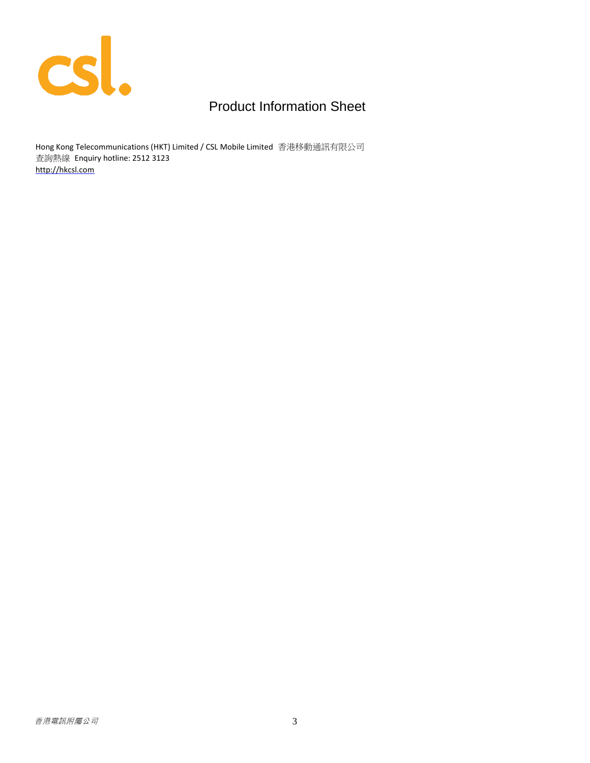# Product Information Sheet

Hong Kong Telecommunications (HKT) Limited / CSL Mobile Limited 香港移動通訊有限公司
查詢熱線 Enquiry hotline: 2512 3123
http://hkcsl.com